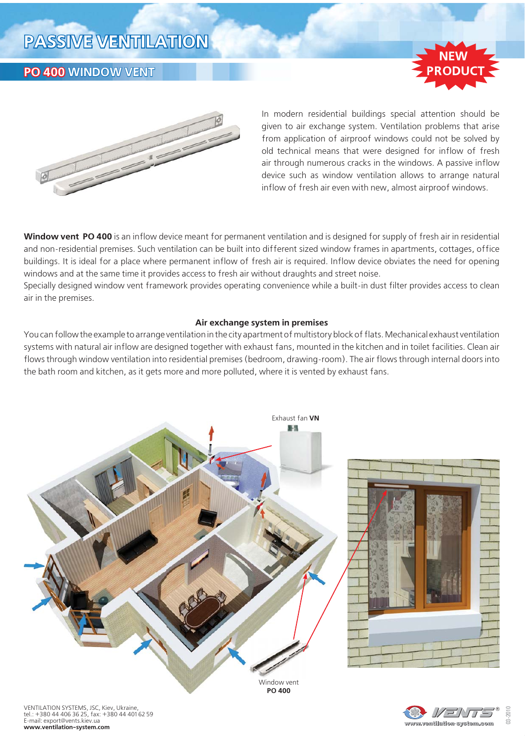# PASSIVE VENTILATION

## PO 400 WINDOW VENT

NEW PRODUCT

In modern residential buildings special attention should be given to air exchange system. Ventilation problems that arise from application of airproof windows could not be solved by old technical means that were designed for inflow of fresh air through numerous cracks in the windows. A passive inflow device such as window ventilation allows to arrange natural inflow of fresh air even with new, almost airproof windows.

**Window vent PO 400** is an inflow device meant for permanent ventilation and is designed for supply of fresh air in residential and non-residential premises. Such ventilation can be built into different sized window frames in apartments, cottages, office buildings. It is ideal for a place where permanent inflow of fresh air is required. Inflow device obviates the need for opening windows and at the same time it provides access to fresh air without draughts and street noise.
Specially designed window vent framework provides operating convenience while a built-in dust filter provides access to clean air in the premises.

### Air exchange system in premises

You can follow the example to arrange ventilation in the city apartment of multistory block of flats. Mechanical exhaust ventilation systems with natural air inflow are designed together with exhaust fans, mounted in the kitchen and in toilet facilities. Clean air flows through window ventilation into residential premises (bedroom, drawing-room). The air flows through internal doors into the bath room and kitchen, as it gets more and more polluted, where it is vented by exhaust fans.

Exhaust fan **VN**

Window vent **PO 400**

VENTILATION SYSTEMS, JSC, Kiev, Ukraine,
tel.: +380 44 406 36 25, fax: +380 44 401 62 59
E-mail: export@vents.kiev.ua
**www.ventilation-system.com**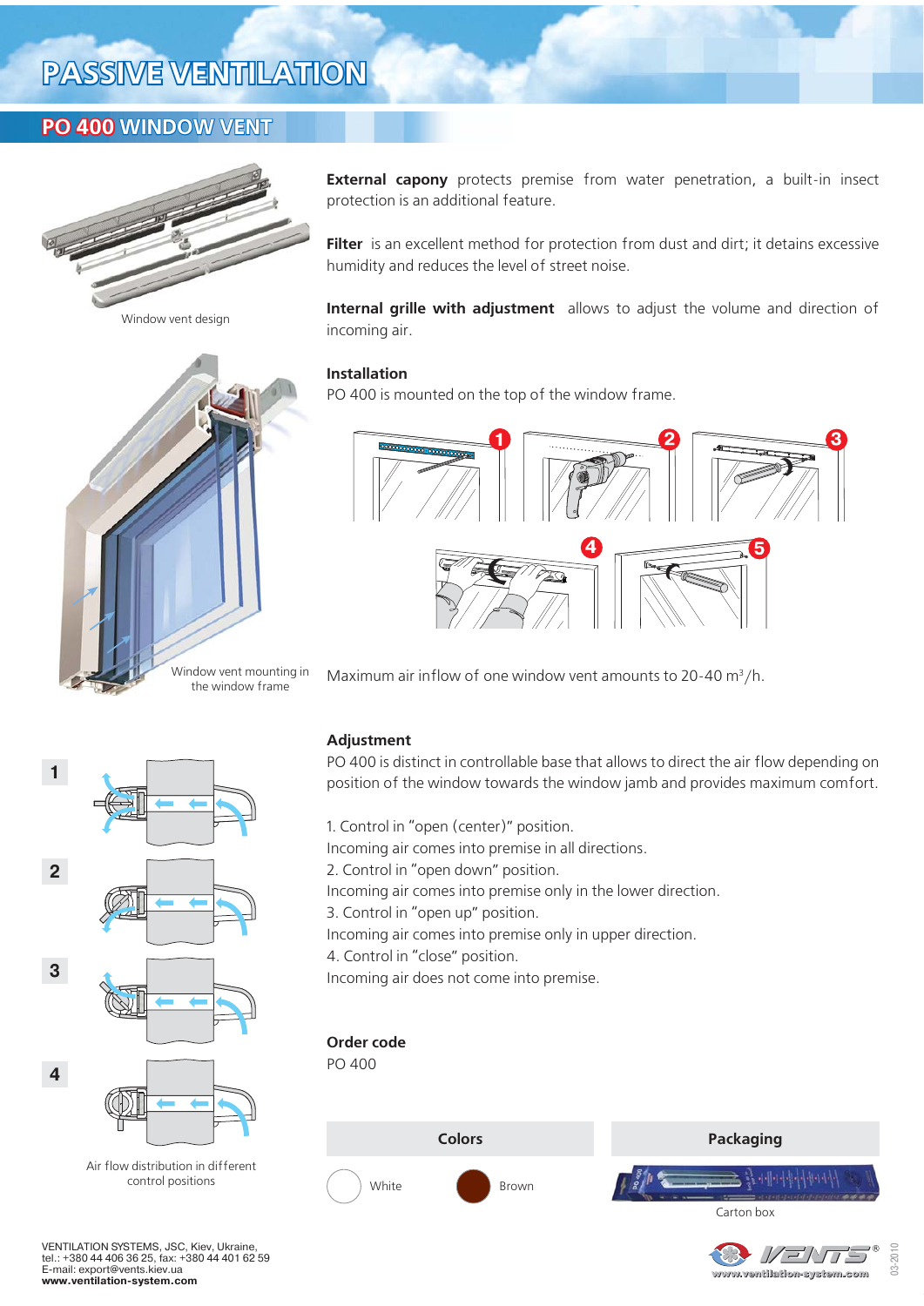# PASSIVE VENTILATION

## PO 400 WINDOW VENT

Window vent design

Window vent mounting in the window frame

**External capony** protects premise from water penetration, a built-in insect protection is an additional feature.

**Filter** is an excellent method for protection from dust and dirt; it detains excessive humidity and reduces the level of street noise.

**Internal grille with adjustment** allows to adjust the volume and direction of incoming air.

### Installation

PO 400 is mounted on the top of the window frame.

1
2
3
4
5

Maximum air inflow of one window vent amounts to 20-40 $m^3/h$.

### Adjustment

PO 400 is distinct in controllable base that allows to direct the air flow depending on position of the window towards the window jamb and provides maximum comfort.

1. Control in "open (center)" position.
Incoming air comes into premise in all directions.
2. Control in "open down" position.
Incoming air comes into premise only in the lower direction.
3. Control in "open up" position.
Incoming air comes into premise only in upper direction.
4. Control in "close" position.
Incoming air does not come into premise.

1
2
3
4

Air flow distribution in different control positions

### Order code

PO 400

| Colors | | Packaging |
|---|---|---|
| White | Brown | Carton box |

VENTILATION SYSTEMS, JSC, Kiev, Ukraine,
tel.: +380 44 406 36 25, fax: +380 44 401 62 59
E-mail: export@vents.kiev.ua
**www.ventilation-system.com**

VENTS®
www.ventilation-system.com

03-2010